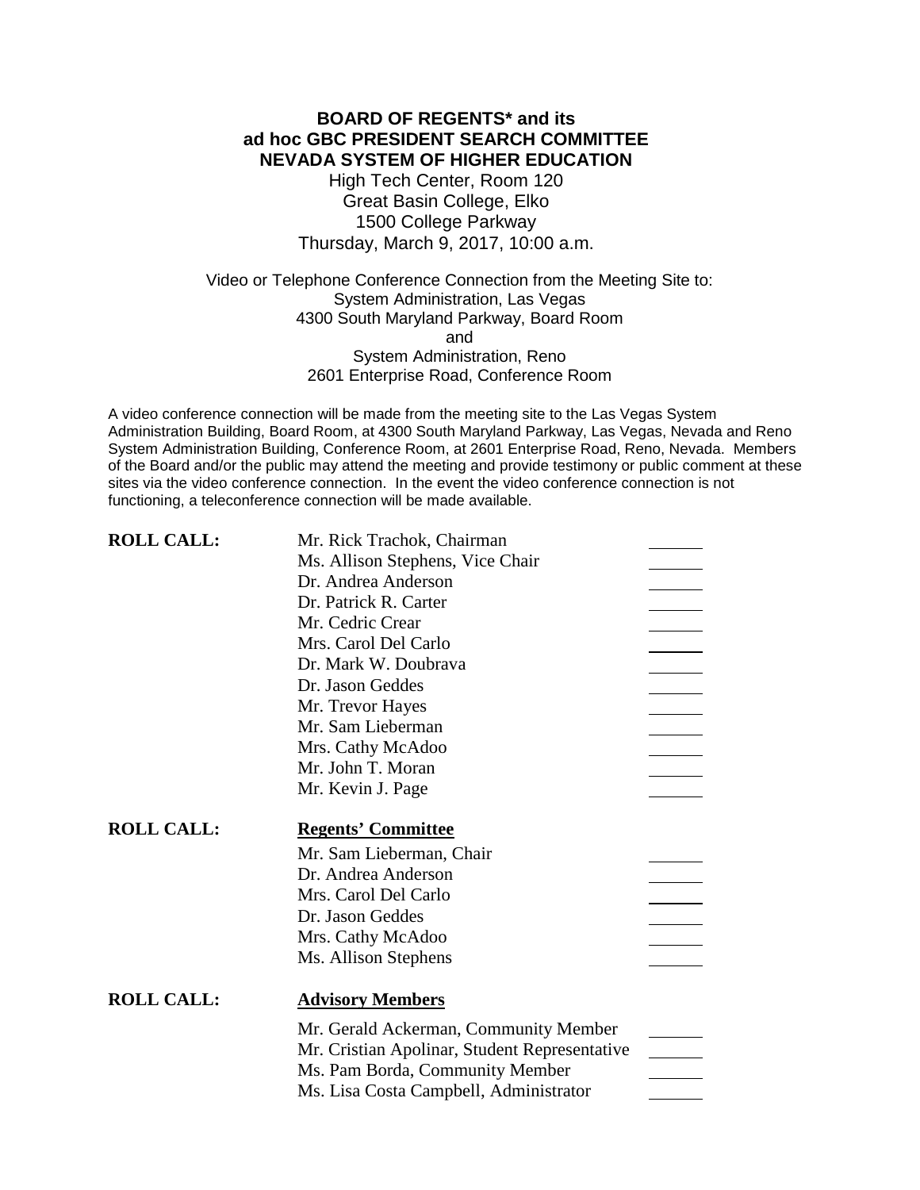**BOARD OF REGENTS* and its**
**ad hoc GBC PRESIDENT SEARCH COMMITTEE**
**NEVADA SYSTEM OF HIGHER EDUCATION**

High Tech Center, Room 120
Great Basin College, Elko
1500 College Parkway
Thursday, March 9, 2017, 10:00 a.m.

Video or Telephone Conference Connection from the Meeting Site to:
System Administration, Las Vegas
4300 South Maryland Parkway, Board Room
and
System Administration, Reno
2601 Enterprise Road, Conference Room

A video conference connection will be made from the meeting site to the Las Vegas System Administration Building, Board Room, at 4300 South Maryland Parkway, Las Vegas, Nevada and Reno System Administration Building, Conference Room, at 2601 Enterprise Road, Reno, Nevada. Members of the Board and/or the public may attend the meeting and provide testimony or public comment at these sites via the video conference connection. In the event the video conference connection is not functioning, a teleconference connection will be made available.

**ROLL CALL:**

Mr. Rick Trachok, Chairman ______
Ms. Allison Stephens, Vice Chair ______
Dr. Andrea Anderson ______
Dr. Patrick R. Carter ______
Mr. Cedric Crear ______
Mrs. Carol Del Carlo ______
Dr. Mark W. Doubrava ______
Dr. Jason Geddes ______
Mr. Trevor Hayes ______
Mr. Sam Lieberman ______
Mrs. Cathy McAdoo ______
Mr. John T. Moran ______
Mr. Kevin J. Page ______

**ROLL CALL:** **Regents' Committee**

Mr. Sam Lieberman, Chair ______
Dr. Andrea Anderson ______
Mrs. Carol Del Carlo ______
Dr. Jason Geddes ______
Mrs. Cathy McAdoo ______
Ms. Allison Stephens ______

**ROLL CALL:** **Advisory Members**

Mr. Gerald Ackerman, Community Member ______
Mr. Cristian Apolinar, Student Representative ______
Ms. Pam Borda, Community Member ______
Ms. Lisa Costa Campbell, Administrator ______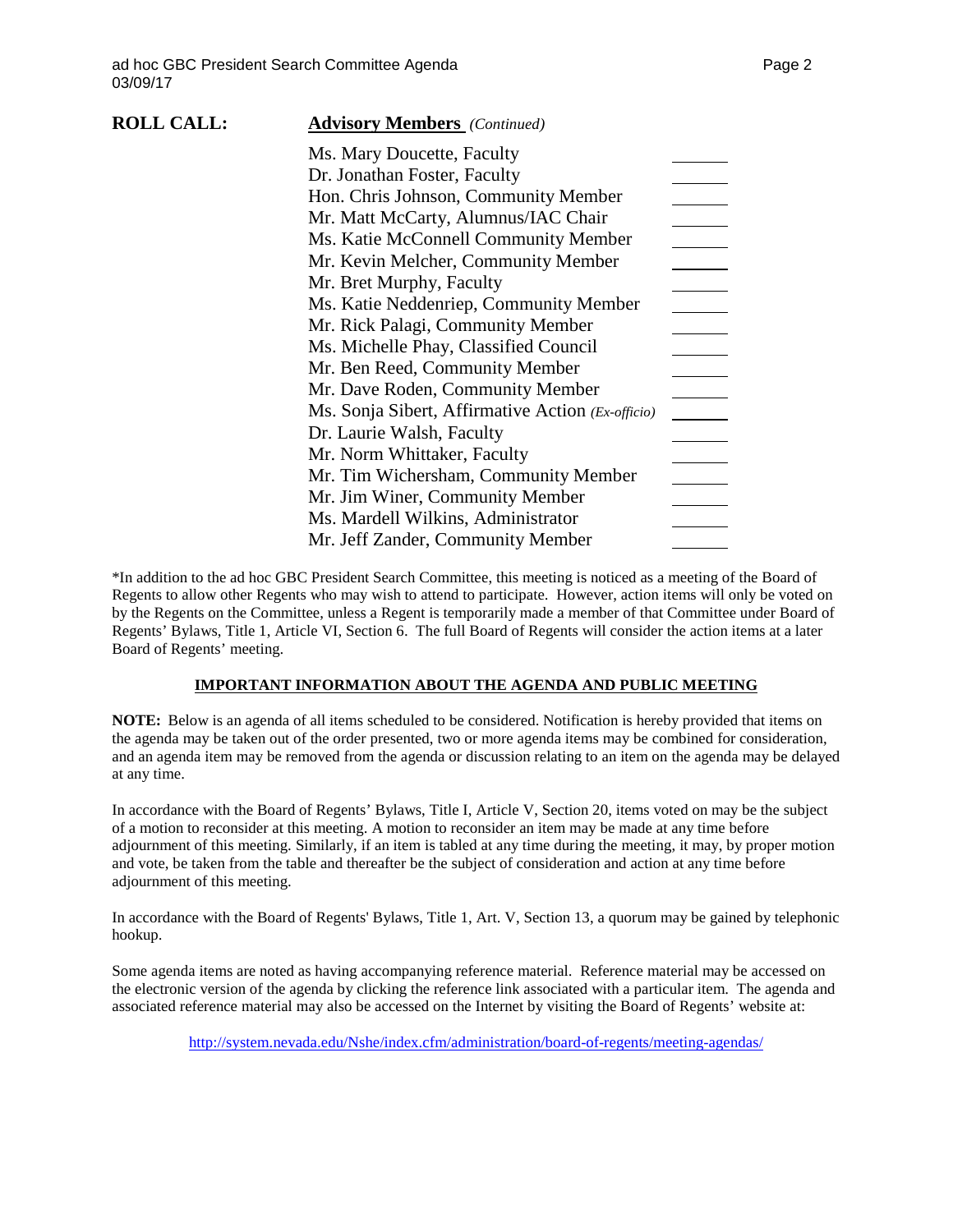**ROLL CALL:** **Advisory Members** *(Continued)*

| | |
|---|---|
| Ms. Mary Doucette, Faculty | ______ |
| Dr. Jonathan Foster, Faculty | ______ |
| Hon. Chris Johnson, Community Member | ______ |
| Mr. Matt McCarty, Alumnus/IAC Chair | ______ |
| Ms. Katie McConnell Community Member | ______ |
| Mr. Kevin Melcher, Community Member | ______ |
| Mr. Bret Murphy, Faculty | ______ |
| Ms. Katie Neddenriep, Community Member | ______ |
| Mr. Rick Palagi, Community Member | ______ |
| Ms. Michelle Phay, Classified Council | ______ |
| Mr. Ben Reed, Community Member | ______ |
| Mr. Dave Roden, Community Member | ______ |
| Ms. Sonja Sibert, Affirmative Action *(Ex-officio)* | ______ |
| Dr. Laurie Walsh, Faculty | ______ |
| Mr. Norm Whittaker, Faculty | ______ |
| Mr. Tim Wichersham, Community Member | ______ |
| Mr. Jim Winer, Community Member | ______ |
| Ms. Mardell Wilkins, Administrator | ______ |
| Mr. Jeff Zander, Community Member | ______ |

*In addition to the ad hoc GBC President Search Committee, this meeting is noticed as a meeting of the Board of Regents to allow other Regents who may wish to attend to participate. However, action items will only be voted on by the Regents on the Committee, unless a Regent is temporarily made a member of that Committee under Board of Regents' Bylaws, Title 1, Article VI, Section 6. The full Board of Regents will consider the action items at a later Board of Regents' meeting.

## IMPORTANT INFORMATION ABOUT THE AGENDA AND PUBLIC MEETING

**NOTE:** Below is an agenda of all items scheduled to be considered. Notification is hereby provided that items on the agenda may be taken out of the order presented, two or more agenda items may be combined for consideration, and an agenda item may be removed from the agenda or discussion relating to an item on the agenda may be delayed at any time.

In accordance with the Board of Regents' Bylaws, Title I, Article V, Section 20, items voted on may be the subject of a motion to reconsider at this meeting. A motion to reconsider an item may be made at any time before adjournment of this meeting. Similarly, if an item is tabled at any time during the meeting, it may, by proper motion and vote, be taken from the table and thereafter be the subject of consideration and action at any time before adjournment of this meeting.

In accordance with the Board of Regents' Bylaws, Title 1, Art. V, Section 13, a quorum may be gained by telephonic hookup.

Some agenda items are noted as having accompanying reference material. Reference material may be accessed on the electronic version of the agenda by clicking the reference link associated with a particular item. The agenda and associated reference material may also be accessed on the Internet by visiting the Board of Regents' website at:

http://system.nevada.edu/Nshe/index.cfm/administration/board-of-regents/meeting-agendas/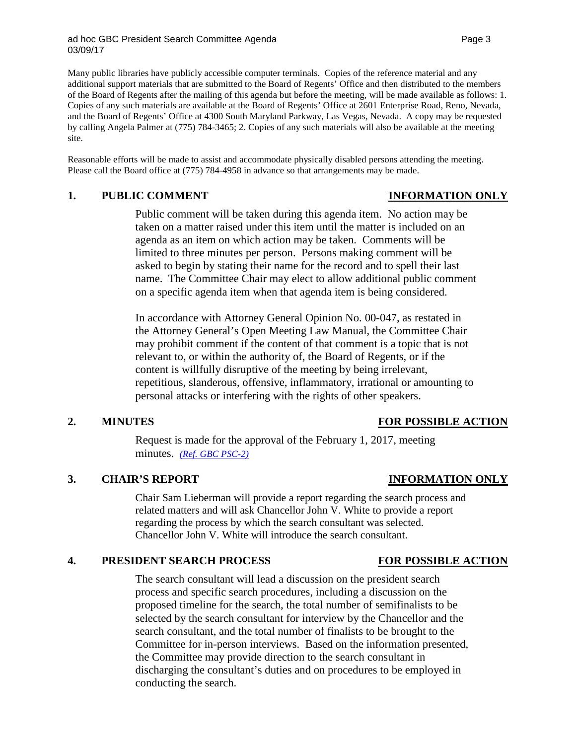Many public libraries have publicly accessible computer terminals. Copies of the reference material and any additional support materials that are submitted to the Board of Regents' Office and then distributed to the members of the Board of Regents after the mailing of this agenda but before the meeting, will be made available as follows: 1. Copies of any such materials are available at the Board of Regents' Office at 2601 Enterprise Road, Reno, Nevada, and the Board of Regents' Office at 4300 South Maryland Parkway, Las Vegas, Nevada. A copy may be requested by calling Angela Palmer at (775) 784-3465; 2. Copies of any such materials will also be available at the meeting site.

Reasonable efforts will be made to assist and accommodate physically disabled persons attending the meeting. Please call the Board office at (775) 784-4958 in advance so that arrangements may be made.

**1. PUBLIC COMMENT** **INFORMATION ONLY**

Public comment will be taken during this agenda item. No action may be taken on a matter raised under this item until the matter is included on an agenda as an item on which action may be taken. Comments will be limited to three minutes per person. Persons making comment will be asked to begin by stating their name for the record and to spell their last name. The Committee Chair may elect to allow additional public comment on a specific agenda item when that agenda item is being considered.

In accordance with Attorney General Opinion No. 00-047, as restated in the Attorney General's Open Meeting Law Manual, the Committee Chair may prohibit comment if the content of that comment is a topic that is not relevant to, or within the authority of, the Board of Regents, or if the content is willfully disruptive of the meeting by being irrelevant, repetitious, slanderous, offensive, inflammatory, irrational or amounting to personal attacks or interfering with the rights of other speakers.

**2. MINUTES** **FOR POSSIBLE ACTION**

Request is made for the approval of the February 1, 2017, meeting minutes. *(Ref. GBC PSC-2)*

**3. CHAIR'S REPORT** **INFORMATION ONLY**

Chair Sam Lieberman will provide a report regarding the search process and related matters and will ask Chancellor John V. White to provide a report regarding the process by which the search consultant was selected. Chancellor John V. White will introduce the search consultant.

**4. PRESIDENT SEARCH PROCESS** **FOR POSSIBLE ACTION**

The search consultant will lead a discussion on the president search process and specific search procedures, including a discussion on the proposed timeline for the search, the total number of semifinalists to be selected by the search consultant for interview by the Chancellor and the search consultant, and the total number of finalists to be brought to the Committee for in-person interviews. Based on the information presented, the Committee may provide direction to the search consultant in discharging the consultant's duties and on procedures to be employed in conducting the search.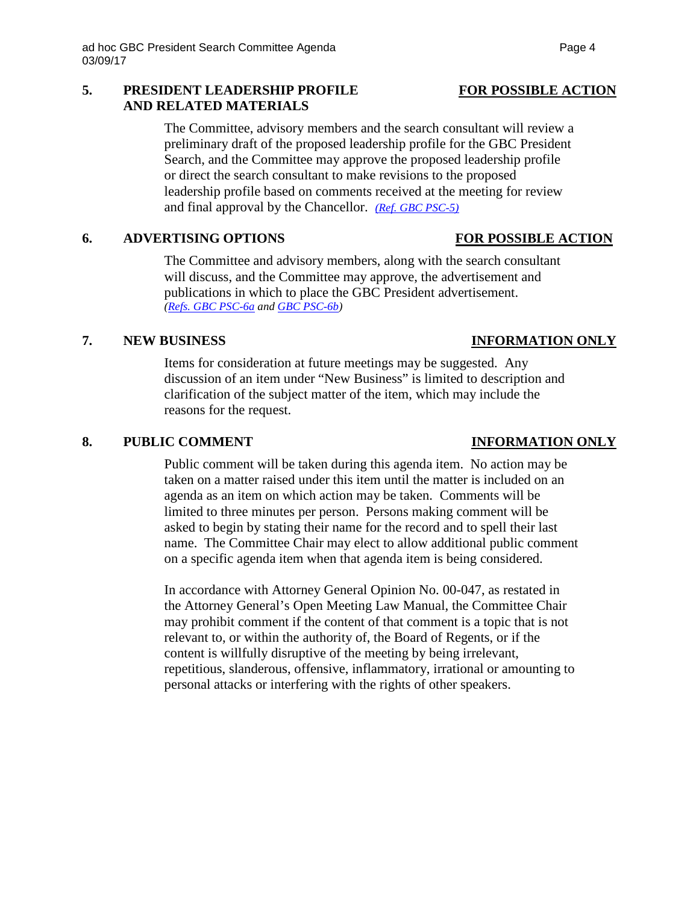**5. PRESIDENT LEADERSHIP PROFILE AND RELATED MATERIALS** **FOR POSSIBLE ACTION**

The Committee, advisory members and the search consultant will review a preliminary draft of the proposed leadership profile for the GBC President Search, and the Committee may approve the proposed leadership profile or direct the search consultant to make revisions to the proposed leadership profile based on comments received at the meeting for review and final approval by the Chancellor. *(Ref. GBC PSC-5)*

**6. ADVERTISING OPTIONS** **FOR POSSIBLE ACTION**

The Committee and advisory members, along with the search consultant will discuss, and the Committee may approve, the advertisement and publications in which to place the GBC President advertisement. *(Refs. GBC PSC-6a and GBC PSC-6b)*

**7. NEW BUSINESS** **INFORMATION ONLY**

Items for consideration at future meetings may be suggested. Any discussion of an item under "New Business" is limited to description and clarification of the subject matter of the item, which may include the reasons for the request.

**8. PUBLIC COMMENT** **INFORMATION ONLY**

Public comment will be taken during this agenda item. No action may be taken on a matter raised under this item until the matter is included on an agenda as an item on which action may be taken. Comments will be limited to three minutes per person. Persons making comment will be asked to begin by stating their name for the record and to spell their last name. The Committee Chair may elect to allow additional public comment on a specific agenda item when that agenda item is being considered.

In accordance with Attorney General Opinion No. 00-047, as restated in the Attorney General's Open Meeting Law Manual, the Committee Chair may prohibit comment if the content of that comment is a topic that is not relevant to, or within the authority of, the Board of Regents, or if the content is willfully disruptive of the meeting by being irrelevant, repetitious, slanderous, offensive, inflammatory, irrational or amounting to personal attacks or interfering with the rights of other speakers.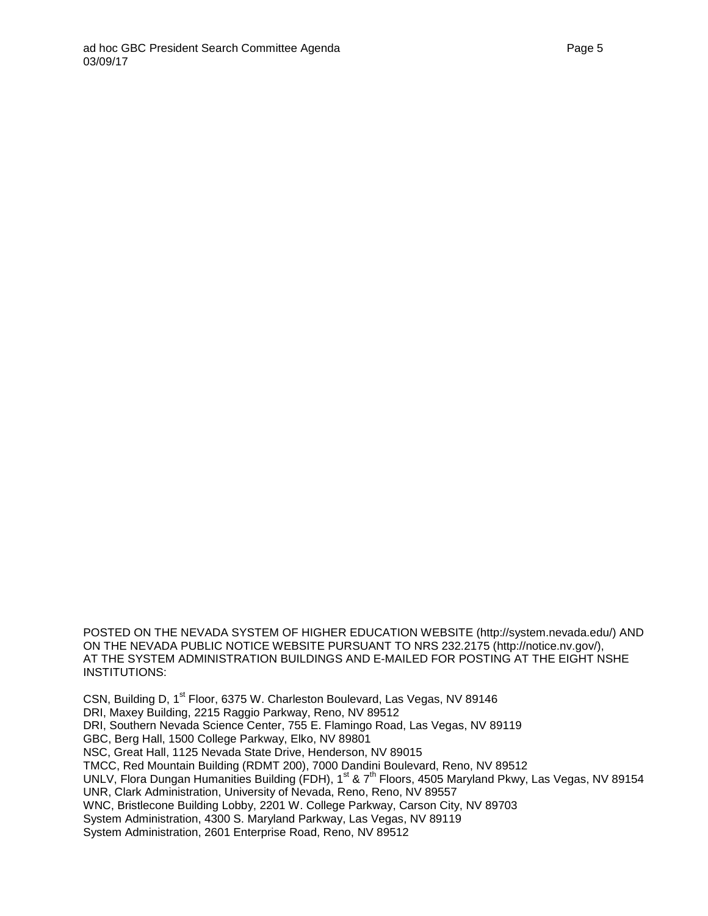POSTED ON THE NEVADA SYSTEM OF HIGHER EDUCATION WEBSITE (http://system.nevada.edu/) AND ON THE NEVADA PUBLIC NOTICE WEBSITE PURSUANT TO NRS 232.2175 (http://notice.nv.gov/), AT THE SYSTEM ADMINISTRATION BUILDINGS AND E-MAILED FOR POSTING AT THE EIGHT NSHE INSTITUTIONS:

CSN, Building D, 1st Floor, 6375 W. Charleston Boulevard, Las Vegas, NV 89146
DRI, Maxey Building, 2215 Raggio Parkway, Reno, NV 89512
DRI, Southern Nevada Science Center, 755 E. Flamingo Road, Las Vegas, NV 89119
GBC, Berg Hall, 1500 College Parkway, Elko, NV 89801
NSC, Great Hall, 1125 Nevada State Drive, Henderson, NV 89015
TMCC, Red Mountain Building (RDMT 200), 7000 Dandini Boulevard, Reno, NV 89512
UNLV, Flora Dungan Humanities Building (FDH), 1st & 7th Floors, 4505 Maryland Pkwy, Las Vegas, NV 89154
UNR, Clark Administration, University of Nevada, Reno, Reno, NV 89557
WNC, Bristlecone Building Lobby, 2201 W. College Parkway, Carson City, NV 89703
System Administration, 4300 S. Maryland Parkway, Las Vegas, NV 89119
System Administration, 2601 Enterprise Road, Reno, NV 89512